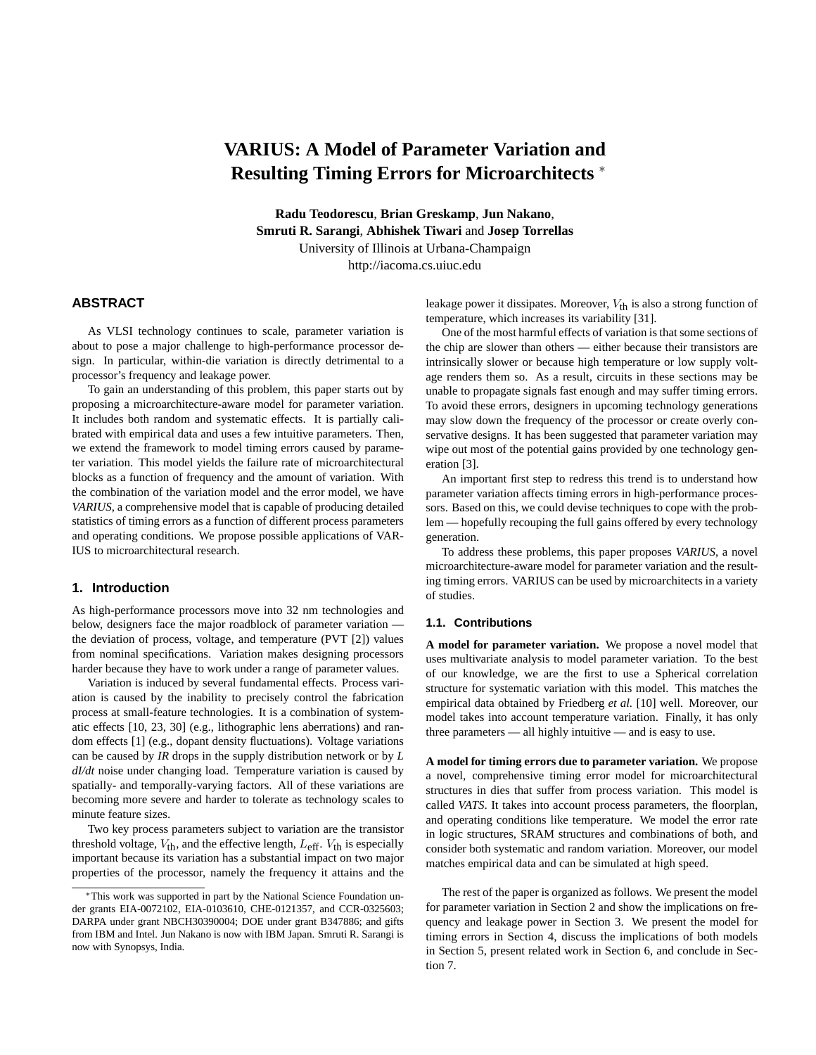# VARIUS: A Model of Parameter Variation and Resulting Timing Errors for Microarchitects *

**Radu Teodorescu**, **Brian Greskamp**, **Jun Nakano**, **Smruti R. Sarangi**, **Abhishek Tiwari** and **Josep Torrellas**
University of Illinois at Urbana-Champaign
http://iacoma.cs.uiuc.edu

## ABSTRACT

As VLSI technology continues to scale, parameter variation is about to pose a major challenge to high-performance processor design. In particular, within-die variation is directly detrimental to a processor's frequency and leakage power.

To gain an understanding of this problem, this paper starts out by proposing a microarchitecture-aware model for parameter variation. It includes both random and systematic effects. It is partially calibrated with empirical data and uses a few intuitive parameters. Then, we extend the framework to model timing errors caused by parameter variation. This model yields the failure rate of microarchitectural blocks as a function of frequency and the amount of variation. With the combination of the variation model and the error model, we have *VARIUS*, a comprehensive model that is capable of producing detailed statistics of timing errors as a function of different process parameters and operating conditions. We propose possible applications of VARIUS to microarchitectural research.

## 1. Introduction

As high-performance processors move into 32 nm technologies and below, designers face the major roadblock of parameter variation — the deviation of process, voltage, and temperature (PVT [2]) values from nominal specifications. Variation makes designing processors harder because they have to work under a range of parameter values.

Variation is induced by several fundamental effects. Process variation is caused by the inability to precisely control the fabrication process at small-feature technologies. It is a combination of systematic effects [10, 23, 30] (e.g., lithographic lens aberrations) and random effects [1] (e.g., dopant density fluctuations). Voltage variations can be caused by *IR* drops in the supply distribution network or by *L dI/dt* noise under changing load. Temperature variation is caused by spatially- and temporally-varying factors. All of these variations are becoming more severe and harder to tolerate as technology scales to minute feature sizes.

Two key process parameters subject to variation are the transistor threshold voltage, $V_{\text{th}}$, and the effective length, $L_{\text{eff}}$. $V_{\text{th}}$ is especially important because its variation has a substantial impact on two major properties of the processor, namely the frequency it attains and the leakage power it dissipates. Moreover, $V_{\text{th}}$ is also a strong function of temperature, which increases its variability [31].

One of the most harmful effects of variation is that some sections of the chip are slower than others — either because their transistors are intrinsically slower or because high temperature or low supply voltage renders them so. As a result, circuits in these sections may be unable to propagate signals fast enough and may suffer timing errors. To avoid these errors, designers in upcoming technology generations may slow down the frequency of the processor or create overly conservative designs. It has been suggested that parameter variation may wipe out most of the potential gains provided by one technology generation [3].

An important first step to redress this trend is to understand how parameter variation affects timing errors in high-performance processors. Based on this, we could devise techniques to cope with the problem — hopefully recouping the full gains offered by every technology generation.

To address these problems, this paper proposes *VARIUS*, a novel microarchitecture-aware model for parameter variation and the resulting timing errors. VARIUS can be used by microarchitects in a variety of studies.

### 1.1. Contributions

**A model for parameter variation.** We propose a novel model that uses multivariate analysis to model parameter variation. To the best of our knowledge, we are the first to use a Spherical correlation structure for systematic variation with this model. This matches the empirical data obtained by Friedberg *et al.* [10] well. Moreover, our model takes into account temperature variation. Finally, it has only three parameters — all highly intuitive — and is easy to use.

**A model for timing errors due to parameter variation.** We propose a novel, comprehensive timing error model for microarchitectural structures in dies that suffer from process variation. This model is called *VATS*. It takes into account process parameters, the floorplan, and operating conditions like temperature. We model the error rate in logic structures, SRAM structures and combinations of both, and consider both systematic and random variation. Moreover, our model matches empirical data and can be simulated at high speed.

The rest of the paper is organized as follows. We present the model for parameter variation in Section 2 and show the implications on frequency and leakage power in Section 3. We present the model for timing errors in Section 4, discuss the implications of both models in Section 5, present related work in Section 6, and conclude in Section 7.

*This work was supported in part by the National Science Foundation under grants EIA-0072102, EIA-0103610, CHE-0121357, and CCR-0325603; DARPA under grant NBCH30390004; DOE under grant B347886; and gifts from IBM and Intel. Jun Nakano is now with IBM Japan. Smruti R. Sarangi is now with Synopsys, India.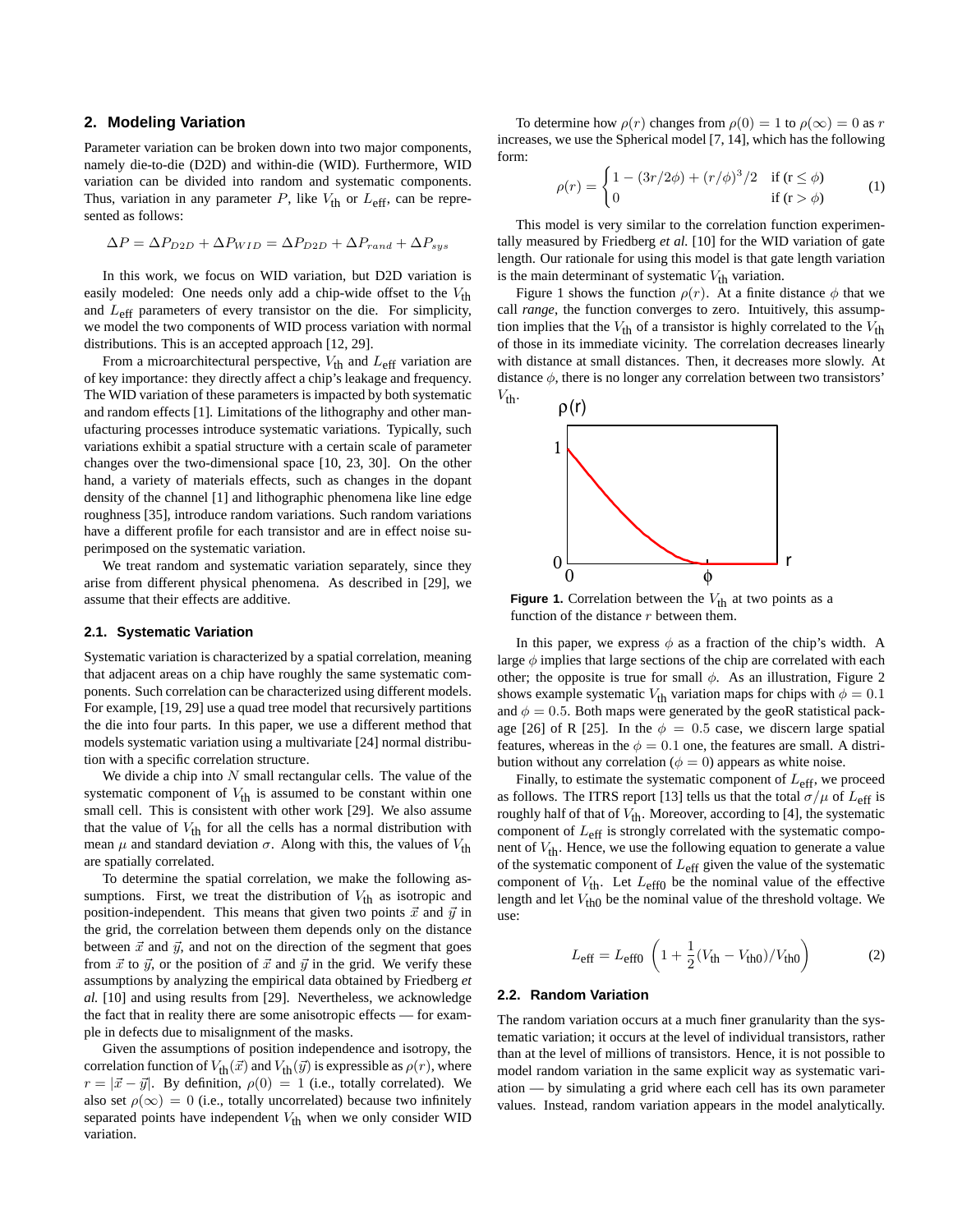## 2. Modeling Variation

Parameter variation can be broken down into two major components, namely die-to-die (D2D) and within-die (WID). Furthermore, WID variation can be divided into random and systematic components. Thus, variation in any parameter $P$, like $V_{\text{th}}$ or $L_{\text{eff}}$, can be represented as follows:

$$\Delta P = \Delta P_{D2D} + \Delta P_{WID} = \Delta P_{D2D} + \Delta P_{rand} + \Delta P_{sys}$$

In this work, we focus on WID variation, but D2D variation is easily modeled: One needs only add a chip-wide offset to the $V_{\text{th}}$ and $L_{\text{eff}}$ parameters of every transistor on the die. For simplicity, we model the two components of WID process variation with normal distributions. This is an accepted approach [12, 29].

From a microarchitectural perspective, $V_{\text{th}}$ and $L_{\text{eff}}$ variation are of key importance: they directly affect a chip's leakage and frequency. The WID variation of these parameters is impacted by both systematic and random effects [1]. Limitations of the lithography and other manufacturing processes introduce systematic variations. Typically, such variations exhibit a spatial structure with a certain scale of parameter changes over the two-dimensional space [10, 23, 30]. On the other hand, a variety of materials effects, such as changes in the dopant density of the channel [1] and lithographic phenomena like line edge roughness [35], introduce random variations. Such random variations have a different profile for each transistor and are in effect noise superimposed on the systematic variation.

We treat random and systematic variation separately, since they arise from different physical phenomena. As described in [29], we assume that their effects are additive.

### 2.1. Systematic Variation

Systematic variation is characterized by a spatial correlation, meaning that adjacent areas on a chip have roughly the same systematic components. Such correlation can be characterized using different models. For example, [19, 29] use a quad tree model that recursively partitions the die into four parts. In this paper, we use a different method that models systematic variation using a multivariate [24] normal distribution with a specific correlation structure.

We divide a chip into $N$ small rectangular cells. The value of the systematic component of $V_{\text{th}}$ is assumed to be constant within one small cell. This is consistent with other work [29]. We also assume that the value of $V_{\text{th}}$ for all the cells has a normal distribution with mean $\mu$ and standard deviation $\sigma$. Along with this, the values of $V_{\text{th}}$ are spatially correlated.

To determine the spatial correlation, we make the following assumptions. First, we treat the distribution of $V_{\text{th}}$ as isotropic and position-independent. This means that given two points $\vec{x}$ and $\vec{y}$ in the grid, the correlation between them depends only on the distance between $\vec{x}$ and $\vec{y}$, and not on the direction of the segment that goes from $\vec{x}$ to $\vec{y}$, or the position of $\vec{x}$ and $\vec{y}$ in the grid. We verify these assumptions by analyzing the empirical data obtained by Friedberg *et al.* [10] and using results from [29]. Nevertheless, we acknowledge the fact that in reality there are some anisotropic effects — for example in defects due to misalignment of the masks.

Given the assumptions of position independence and isotropy, the correlation function of $V_{\text{th}}(\vec{x})$ and $V_{\text{th}}(\vec{y})$ is expressible as $\rho(r)$, where $r = |\vec{x} - \vec{y}|$. By definition, $\rho(0) = 1$ (i.e., totally correlated). We also set $\rho(\infty) = 0$ (i.e., totally uncorrelated) because two infinitely separated points have independent $V_{\text{th}}$ when we only consider WID variation.

To determine how $\rho(r)$ changes from $\rho(0) = 1$ to $\rho(\infty) = 0$ as $r$ increases, we use the Spherical model [7, 14], which has the following form:

$$\rho(r) = \begin{cases} 1 - (3r/2\phi) + (r/\phi)^3/2 & \text{if } (r \leq \phi) \\ 0 & \text{if } (r > \phi) \end{cases} \tag{1}$$

This model is very similar to the correlation function experimentally measured by Friedberg *et al.* [10] for the WID variation of gate length. Our rationale for using this model is that gate length variation is the main determinant of systematic $V_{\text{th}}$ variation.

Figure 1 shows the function $\rho(r)$. At a finite distance $\phi$ that we call *range*, the function converges to zero. Intuitively, this assumption implies that the $V_{\text{th}}$ of a transistor is highly correlated to the $V_{\text{th}}$ of those in its immediate vicinity. The correlation decreases linearly with distance at small distances. Then, it decreases more slowly. At distance $\phi$, there is no longer any correlation between two transistors' $V_{\text{th}}$.

**Figure 1.** Correlation between the $V_{\text{th}}$ at two points as a function of the distance $r$ between them.

In this paper, we express $\phi$ as a fraction of the chip's width. A large $\phi$ implies that large sections of the chip are correlated with each other; the opposite is true for small $\phi$. As an illustration, Figure 2 shows example systematic $V_{\text{th}}$ variation maps for chips with $\phi = 0.1$ and $\phi = 0.5$. Both maps were generated by the geoR statistical package [26] of R [25]. In the $\phi = 0.5$ case, we discern large spatial features, whereas in the $\phi = 0.1$ one, the features are small. A distribution without any correlation ($\phi = 0$) appears as white noise.

Finally, to estimate the systematic component of $L_{\text{eff}}$, we proceed as follows. The ITRS report [13] tells us that the total $\sigma/\mu$ of $L_{\text{eff}}$ is roughly half of that of $V_{\text{th}}$. Moreover, according to [4], the systematic component of $L_{\text{eff}}$ is strongly correlated with the systematic component of $V_{\text{th}}$. Hence, we use the following equation to generate a value of the systematic component of $L_{\text{eff}}$ given the value of the systematic component of $V_{\text{th}}$. Let $L_{\text{eff0}}$ be the nominal value of the effective length and let $V_{\text{th0}}$ be the nominal value of the threshold voltage. We use:

$$L_{\text{eff}} = L_{\text{eff0}} \left(1 + \frac{1}{2}(V_{\text{th}} - V_{\text{th0}})/V_{\text{th0}}\right) \tag{2}$$

### 2.2. Random Variation

The random variation occurs at a much finer granularity than the systematic variation; it occurs at the level of individual transistors, rather than at the level of millions of transistors. Hence, it is not possible to model random variation in the same explicit way as systematic variation — by simulating a grid where each cell has its own parameter values. Instead, random variation appears in the model analytically.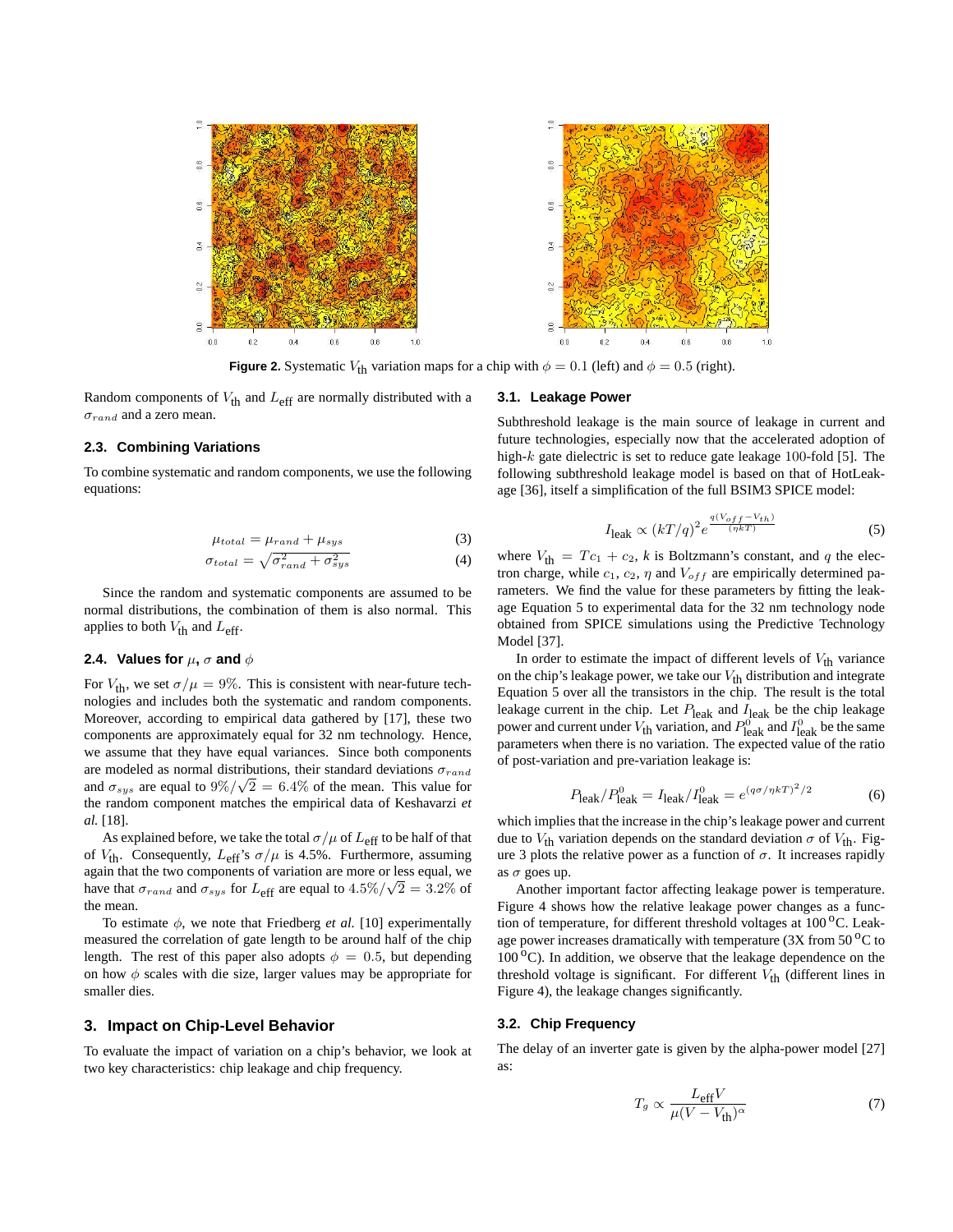Figure 2. Systematic $V_{\text{th}}$ variation maps for a chip with $\phi = 0.1$ (left) and $\phi = 0.5$ (right).

Random components of $V_{\text{th}}$ and $L_{\text{eff}}$ are normally distributed with a $\sigma_{rand}$ and a zero mean.

### 2.3. Combining Variations

To combine systematic and random components, we use the following equations:

$$\mu_{total} = \mu_{rand} + \mu_{sys} \tag{3}$$

$$\sigma_{total} = \sqrt{\sigma_{rand}^2 + \sigma_{sys}^2} \tag{4}$$

Since the random and systematic components are assumed to be normal distributions, the combination of them is also normal. This applies to both $V_{\text{th}}$ and $L_{\text{eff}}$.

### 2.4. Values for $\mu$, $\sigma$ and $\phi$

For $V_{\text{th}}$, we set $\sigma/\mu = 9\%$. This is consistent with near-future technologies and includes both the systematic and random components. Moreover, according to empirical data gathered by [17], these two components are approximately equal for 32 nm technology. Hence, we assume that they have equal variances. Since both components are modeled as normal distributions, their standard deviations $\sigma_{rand}$ and $\sigma_{sys}$ are equal to $9\%/\sqrt{2} = 6.4\%$ of the mean. This value for the random component matches the empirical data of Keshavarzi *et al.* [18].

As explained before, we take the total $\sigma/\mu$ of $L_{\text{eff}}$ to be half of that of $V_{\text{th}}$. Consequently, $L_{\text{eff}}$'s $\sigma/\mu$ is 4.5%. Furthermore, assuming again that the two components of variation are more or less equal, we have that $\sigma_{rand}$ and $\sigma_{sys}$ for $L_{\text{eff}}$ are equal to $4.5\%/\sqrt{2} = 3.2\%$ of the mean.

To estimate $\phi$, we note that Friedberg *et al.* [10] experimentally measured the correlation of gate length to be around half of the chip length. The rest of this paper also adopts $\phi = 0.5$, but depending on how $\phi$ scales with die size, larger values may be appropriate for smaller dies.

## 3. Impact on Chip-Level Behavior

To evaluate the impact of variation on a chip's behavior, we look at two key characteristics: chip leakage and chip frequency.

### 3.1. Leakage Power

Subthreshold leakage is the main source of leakage in current and future technologies, especially now that the accelerated adoption of high-$k$ gate dielectric is set to reduce gate leakage 100-fold [5]. The following subthreshold leakage model is based on that of HotLeakage [36], itself a simplification of the full BSIM3 SPICE model:

$$I_{\text{leak}} \propto (kT/q)^2 e^{\frac{q(V_{off}-V_{th})}{(\eta kT)}} \tag{5}$$

where $V_{\text{th}} = Tc_1 + c_2$, $k$ is Boltzmann's constant, and $q$ the electron charge, while $c_1$, $c_2$, $\eta$ and $V_{off}$ are empirically determined parameters. We find the value for these parameters by fitting the leakage Equation 5 to experimental data for the 32 nm technology node obtained from SPICE simulations using the Predictive Technology Model [37].

In order to estimate the impact of different levels of $V_{\text{th}}$ variance on the chip's leakage power, we take our $V_{\text{th}}$ distribution and integrate Equation 5 over all the transistors in the chip. The result is the total leakage current in the chip. Let $P_{\text{leak}}$ and $I_{\text{leak}}$ be the chip leakage power and current under $V_{\text{th}}$ variation, and $P^0_{\text{leak}}$ and $I^0_{\text{leak}}$ be the same parameters when there is no variation. The expected value of the ratio of post-variation and pre-variation leakage is:

$$P_{\text{leak}}/P^0_{\text{leak}} = I_{\text{leak}}/I^0_{\text{leak}} = e^{(q\sigma/\eta kT)^2/2} \tag{6}$$

which implies that the increase in the chip's leakage power and current due to $V_{\text{th}}$ variation depends on the standard deviation $\sigma$ of $V_{\text{th}}$. Figure 3 plots the relative power as a function of $\sigma$. It increases rapidly as $\sigma$ goes up.

Another important factor affecting leakage power is temperature. Figure 4 shows how the relative leakage power changes as a function of temperature, for different threshold voltages at 100 $^{o}$C. Leakage power increases dramatically with temperature (3X from 50 $^{o}$C to 100 $^{o}$C). In addition, we observe that the leakage dependence on the threshold voltage is significant. For different $V_{\text{th}}$ (different lines in Figure 4), the leakage changes significantly.

### 3.2. Chip Frequency

The delay of an inverter gate is given by the alpha-power model [27] as:

$$T_g \propto \frac{L_{\text{eff}} V}{\mu (V - V_{\text{th}})^{\alpha}} \tag{7}$$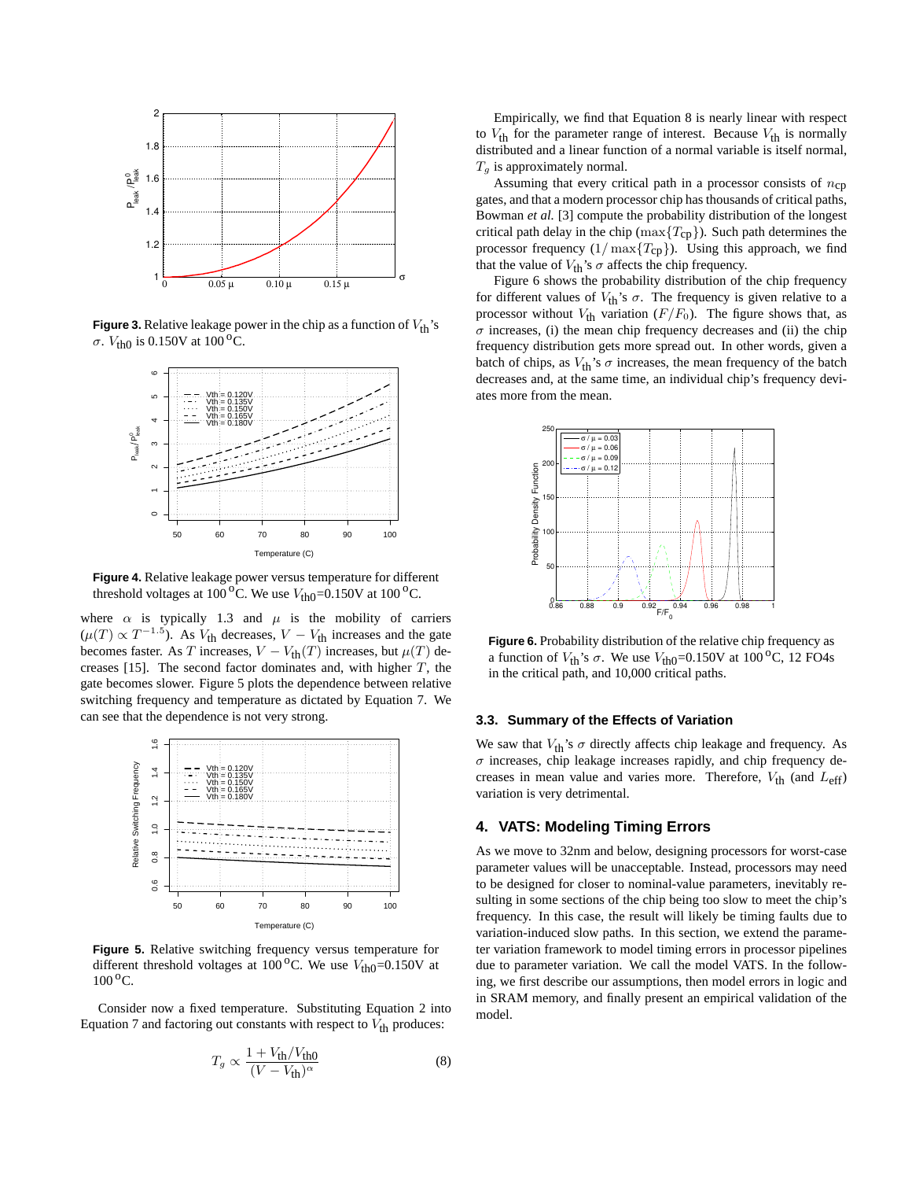**Figure 3.** Relative leakage power in the chip as a function of $V_{\text{th}}$'s $\sigma$. $V_{\text{th0}}$ is 0.150V at 100 $^{\text{o}}$C.

**Figure 4.** Relative leakage power versus temperature for different threshold voltages at 100 $^{\text{o}}$C. We use $V_{\text{th0}}$=0.150V at 100 $^{\text{o}}$C.

where $\alpha$ is typically 1.3 and $\mu$ is the mobility of carriers ($\mu(T) \propto T^{-1.5}$). As $V_{\text{th}}$ decreases, $V - V_{\text{th}}$ increases and the gate becomes faster. As $T$ increases, $V - V_{\text{th}}(T)$ increases, but $\mu(T)$ decreases [15]. The second factor dominates and, with higher $T$, the gate becomes slower. Figure 5 plots the dependence between relative switching frequency and temperature as dictated by Equation 7. We can see that the dependence is not very strong.

**Figure 5.** Relative switching frequency versus temperature for different threshold voltages at 100 $^{\text{o}}$C. We use $V_{\text{th0}}$=0.150V at 100 $^{\text{o}}$C.

Consider now a fixed temperature. Substituting Equation 2 into Equation 7 and factoring out constants with respect to $V_{\text{th}}$ produces:

$$T_g \propto \frac{1 + V_{\text{th}}/V_{\text{th0}}}{(V - V_{\text{th}})^{\alpha}} \tag{8}$$

Empirically, we find that Equation 8 is nearly linear with respect to $V_{\text{th}}$ for the parameter range of interest. Because $V_{\text{th}}$ is normally distributed and a linear function of a normal variable is itself normal, $T_g$ is approximately normal.

Assuming that every critical path in a processor consists of $n_{\text{cp}}$ gates, and that a modern processor chip has thousands of critical paths, Bowman *et al.* [3] compute the probability distribution of the longest critical path delay in the chip ($\max\{T_{\text{cp}}\}$). Such path determines the processor frequency ($1/\max\{T_{\text{cp}}\}$). Using this approach, we find that the value of $V_{\text{th}}$'s $\sigma$ affects the chip frequency.

Figure 6 shows the probability distribution of the chip frequency for different values of $V_{\text{th}}$'s $\sigma$. The frequency is given relative to a processor without $V_{\text{th}}$ variation ($F/F_0$). The figure shows that, as $\sigma$ increases, (i) the mean chip frequency decreases and (ii) the chip frequency distribution gets more spread out. In other words, given a batch of chips, as $V_{\text{th}}$'s $\sigma$ increases, the mean frequency of the batch decreases and, at the same time, an individual chip's frequency deviates more from the mean.

**Figure 6.** Probability distribution of the relative chip frequency as a function of $V_{\text{th}}$'s $\sigma$. We use $V_{\text{th0}}$=0.150V at 100 $^{\text{o}}$C, 12 FO4s in the critical path, and 10,000 critical paths.

### 3.3. Summary of the Effects of Variation

We saw that $V_{\text{th}}$'s $\sigma$ directly affects chip leakage and frequency. As $\sigma$ increases, chip leakage increases rapidly, and chip frequency decreases in mean value and varies more. Therefore, $V_{\text{th}}$ (and $L_{\text{eff}}$) variation is very detrimental.

## 4. VATS: Modeling Timing Errors

As we move to 32nm and below, designing processors for worst-case parameter values will be unacceptable. Instead, processors may need to be designed for closer to nominal-value parameters, inevitably resulting in some sections of the chip being too slow to meet the chip's frequency. In this case, the result will likely be timing faults due to variation-induced slow paths. In this section, we extend the parameter variation framework to model timing errors in processor pipelines due to parameter variation. We call the model VATS. In the following, we first describe our assumptions, then model errors in logic and in SRAM memory, and finally present an empirical validation of the model.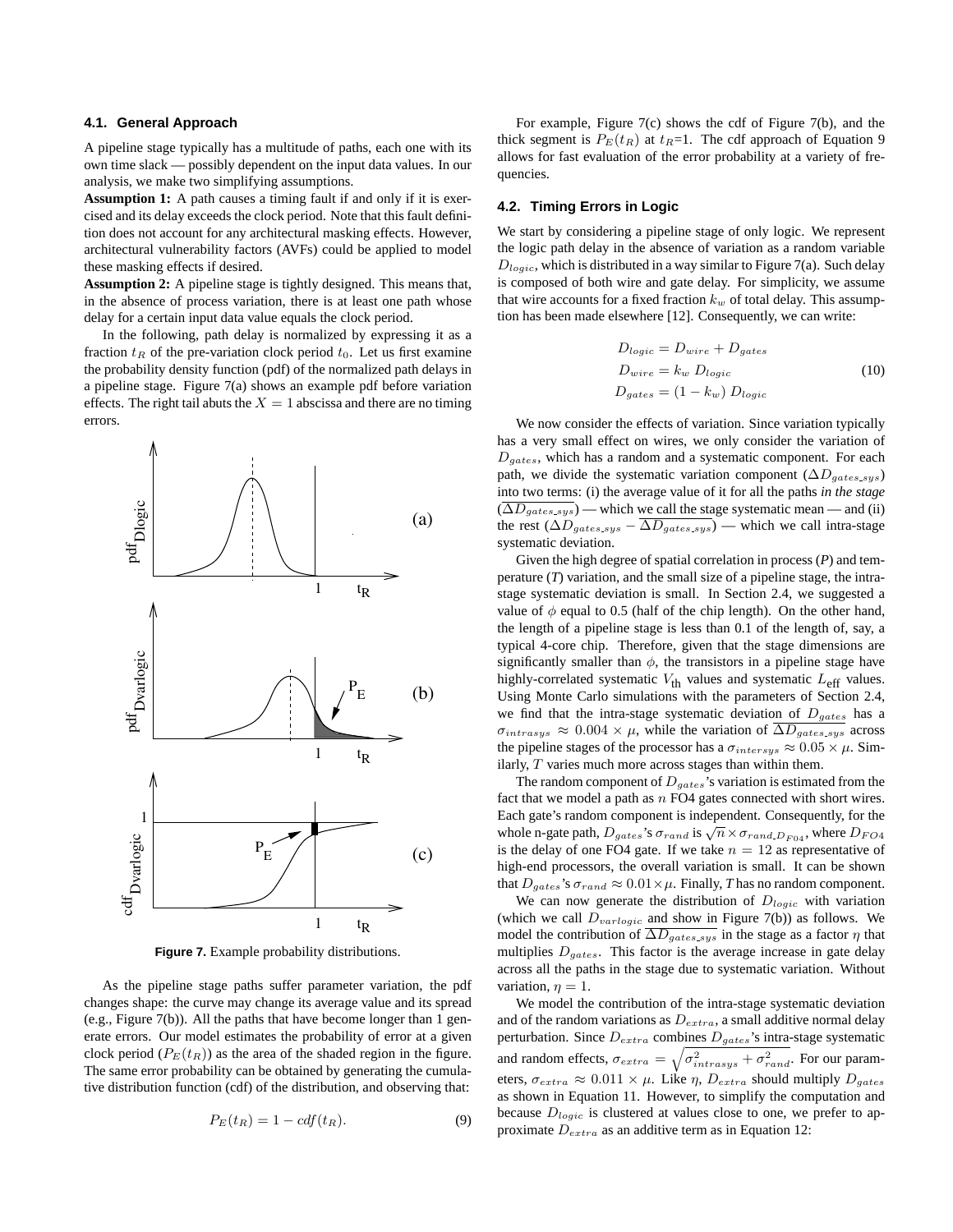### 4.1. General Approach

A pipeline stage typically has a multitude of paths, each one with its own time slack — possibly dependent on the input data values. In our analysis, we make two simplifying assumptions.

**Assumption 1:** A path causes a timing fault if and only if it is exercised and its delay exceeds the clock period. Note that this fault definition does not account for any architectural masking effects. However, architectural vulnerability factors (AVFs) could be applied to model these masking effects if desired.

**Assumption 2:** A pipeline stage is tightly designed. This means that, in the absence of process variation, there is at least one path whose delay for a certain input data value equals the clock period.

In the following, path delay is normalized by expressing it as a fraction $t_R$ of the pre-variation clock period $t_0$. Let us first examine the probability density function (pdf) of the normalized path delays in a pipeline stage. Figure 7(a) shows an example pdf before variation effects. The right tail abuts the $X = 1$ abscissa and there are no timing errors.

**Figure 7.** Example probability distributions.

As the pipeline stage paths suffer parameter variation, the pdf changes shape: the curve may change its average value and its spread (e.g., Figure 7(b)). All the paths that have become longer than 1 generate errors. Our model estimates the probability of error at a given clock period ($P_E(t_R)$) as the area of the shaded region in the figure. The same error probability can be obtained by generating the cumulative distribution function (cdf) of the distribution, and observing that:

$$P_E(t_R) = 1 - cdf(t_R). \tag{9}$$

For example, Figure 7(c) shows the cdf of Figure 7(b), and the thick segment is $P_E(t_R)$ at $t_R$=1. The cdf approach of Equation 9 allows for fast evaluation of the error probability at a variety of frequencies.

### 4.2. Timing Errors in Logic

We start by considering a pipeline stage of only logic. We represent the logic path delay in the absence of variation as a random variable $D_{logic}$, which is distributed in a way similar to Figure 7(a). Such delay is composed of both wire and gate delay. For simplicity, we assume that wire accounts for a fixed fraction $k_w$ of total delay. This assumption has been made elsewhere [12]. Consequently, we can write:

$$\begin{aligned} D_{logic} &= D_{wire} + D_{gates} \\ D_{wire} &= k_w \; D_{logic} \\ D_{gates} &= (1 - k_w) \; D_{logic} \end{aligned} \tag{10}$$

We now consider the effects of variation. Since variation typically has a very small effect on wires, we only consider the variation of $D_{gates}$, which has a random and a systematic component. For each path, we divide the systematic variation component ($\Delta D_{gates\_sys}$) into two terms: (i) the average value of it for all the paths *in the stage* ($\overline{\Delta D_{gates\_sys}}$) — which we call the stage systematic mean — and (ii) the rest ($\Delta D_{gates\_sys} - \overline{\Delta D_{gates\_sys}}$) — which we call intra-stage systematic deviation.

Given the high degree of spatial correlation in process (*P*) and temperature (*T*) variation, and the small size of a pipeline stage, the intra-stage systematic deviation is small. In Section 2.4, we suggested a value of $\phi$ equal to 0.5 (half of the chip length). On the other hand, the length of a pipeline stage is less than 0.1 of the length of, say, a typical 4-core chip. Therefore, given that the stage dimensions are significantly smaller than $\phi$, the transistors in a pipeline stage have highly-correlated systematic $V_{\text{th}}$ values and systematic $L_{\text{eff}}$ values. Using Monte Carlo simulations with the parameters of Section 2.4, we find that the intra-stage systematic deviation of $D_{gates}$ has a $\sigma_{intrasys} \approx 0.004 \times \mu$, while the variation of $\overline{\Delta D_{gates\_sys}}$ across the pipeline stages of the processor has a $\sigma_{intersys} \approx 0.05 \times \mu$. Similarly, $T$ varies much more across stages than within them.

The random component of $D_{gates}$'s variation is estimated from the fact that we model a path as $n$ FO4 gates connected with short wires. Each gate's random component is independent. Consequently, for the whole n-gate path, $D_{gates}$'s $\sigma_{rand}$ is $\sqrt{n} \times \sigma_{rand\_D_{FO4}}$, where $D_{FO4}$ is the delay of one FO4 gate. If we take $n = 12$ as representative of high-end processors, the overall variation is small. It can be shown that $D_{gates}$'s $\sigma_{rand} \approx 0.01 \times \mu$. Finally, *T* has no random component.

We can now generate the distribution of $D_{logic}$ with variation (which we call $D_{varlogic}$ and show in Figure 7(b)) as follows. We model the contribution of $\overline{\Delta D_{gates\_sys}}$ in the stage as a factor $\eta$ that multiplies $D_{gates}$. This factor is the average increase in gate delay across all the paths in the stage due to systematic variation. Without variation, $\eta = 1$.

We model the contribution of the intra-stage systematic deviation and of the random variations as $D_{extra}$, a small additive normal delay perturbation. Since $D_{extra}$ combines $D_{gates}$'s intra-stage systematic and random effects, $\sigma_{extra} = \sqrt{\sigma_{intrasys}^2 + \sigma_{rand}^2}$. For our parameters, $\sigma_{extra} \approx 0.011 \times \mu$. Like $\eta$, $D_{extra}$ should multiply $D_{gates}$ as shown in Equation 11. However, to simplify the computation and because $D_{logic}$ is clustered at values close to one, we prefer to approximate $D_{extra}$ as an additive term as in Equation 12: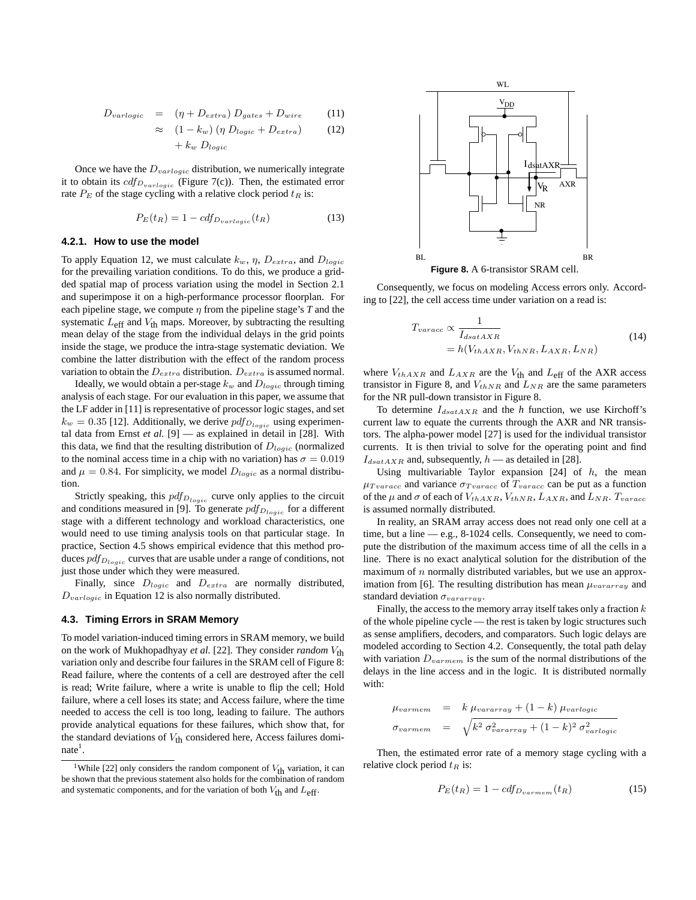$$
\begin{aligned}
D_{varlogic} &= (\eta + D_{extra})\, D_{gates} + D_{wire} \quad (11)\\
&\approx (1 - k_w)\,(\eta\, D_{logic} + D_{extra}) \quad (12)\\
&\quad + k_w\, D_{logic}
\end{aligned}
$$

Once we have the $D_{varlogic}$ distribution, we numerically integrate it to obtain its $cdf_{D_{varlogic}}$ (Figure 7(c)). Then, the estimated error rate $P_E$ of the stage cycling with a relative clock period $t_R$ is:

$$
P_E(t_R) = 1 - cdf_{D_{varlogic}}(t_R) \quad (13)
$$

#### 4.2.1. How to use the model

To apply Equation 12, we must calculate $k_w$, $\eta$, $D_{extra}$, and $D_{logic}$ for the prevailing variation conditions. To do this, we produce a gridded spatial map of process variation using the model in Section 2.1 and superimpose it on a high-performance processor floorplan. For each pipeline stage, we compute $\eta$ from the pipeline stage's *T* and the systematic $L_{\text{eff}}$ and $V_{\text{th}}$ maps. Moreover, by subtracting the resulting mean delay of the stage from the individual delays in the grid points inside the stage, we produce the intra-stage systematic deviation. We combine the latter distribution with the effect of the random process variation to obtain the $D_{extra}$ distribution. $D_{extra}$ is assumed normal.

Ideally, we would obtain a per-stage $k_w$ and $D_{logic}$ through timing analysis of each stage. For our evaluation in this paper, we assume that the LF adder in [11] is representative of processor logic stages, and set $k_w = 0.35$ [12]. Additionally, we derive $pdf_{D_{logic}}$ using experimental data from Ernst *et al.* [9] — as explained in detail in [28]. With this data, we find that the resulting distribution of $D_{logic}$ (normalized to the nominal access time in a chip with no variation) has $\sigma = 0.019$ and $\mu = 0.84$. For simplicity, we model $D_{logic}$ as a normal distribution.

Strictly speaking, this $pdf_{D_{logic}}$ curve only applies to the circuit and conditions measured in [9]. To generate $pdf_{D_{logic}}$ for a different stage with a different technology and workload characteristics, one would need to use timing analysis tools on that particular stage. In practice, Section 4.5 shows empirical evidence that this method produces $pdf_{D_{logic}}$ curves that are usable under a range of conditions, not just those under which they were measured.

Finally, since $D_{logic}$ and $D_{extra}$ are normally distributed, $D_{varlogic}$ in Equation 12 is also normally distributed.

### 4.3. Timing Errors in SRAM Memory

To model variation-induced timing errors in SRAM memory, we build on the work of Mukhopadhyay *et al.* [22]. They consider *random* $V_{\text{th}}$ variation only and describe four failures in the SRAM cell of Figure 8: Read failure, where the contents of a cell are destroyed after the cell is read; Write failure, where a write is unable to flip the cell; Hold failure, where a cell loses its state; and Access failure, where the time needed to access the cell is too long, leading to failure. The authors provide analytical equations for these failures, which show that, for the standard deviations of $V_{\text{th}}$ considered here, Access failures dominate[1].

[1]While [22] only considers the random component of $V_{\text{th}}$ variation, it can be shown that the previous statement also holds for the combination of random and systematic components, and for the variation of both $V_{\text{th}}$ and $L_{\text{eff}}$.

**Figure 8.** A 6-transistor SRAM cell.

Consequently, we focus on modeling Access errors only. According to [22], the cell access time under variation on a read is:

$$
\begin{aligned}
T_{varacc} &\propto \frac{1}{I_{dsatAXR}} \\
&= h(V_{thAXR}, V_{thNR}, L_{AXR}, L_{NR})
\end{aligned} \quad (14)
$$

where $V_{thAXR}$ and $L_{AXR}$ are the $V_{\text{th}}$ and $L_{\text{eff}}$ of the AXR access transistor in Figure 8, and $V_{thNR}$ and $L_{NR}$ are the same parameters for the NR pull-down transistor in Figure 8.

To determine $I_{dsatAXR}$ and the *h* function, we use Kirchoff's current law to equate the currents through the AXR and NR transistors. The alpha-power model [27] is used for the individual transistor currents. It is then trivial to solve for the operating point and find $I_{dsatAXR}$ and, subsequently, $h$ — as detailed in [28].

Using multivariable Taylor expansion [24] of $h$, the mean $\mu_{Tvaracc}$ and variance $\sigma_{Tvaracc}$ of $T_{varacc}$ can be put as a function of the $\mu$ and $\sigma$ of each of $V_{thAXR}$, $V_{thNR}$, $L_{AXR}$, and $L_{NR}$. $T_{varacc}$ is assumed normally distributed.

In reality, an SRAM array access does not read only one cell at a time, but a line — e.g., 8-1024 cells. Consequently, we need to compute the distribution of the maximum access time of all the cells in a line. There is no exact analytical solution for the distribution of the maximum of $n$ normally distributed variables, but we use an approximation from [6]. The resulting distribution has mean $\mu_{vararray}$ and standard deviation $\sigma_{vararray}$.

Finally, the access to the memory array itself takes only a fraction $k$ of the whole pipeline cycle — the rest is taken by logic structures such as sense amplifiers, decoders, and comparators. Such logic delays are modeled according to Section 4.2. Consequently, the total path delay with variation $D_{varmem}$ is the sum of the normal distributions of the delays in the line access and in the logic. It is distributed normally with:

$$
\begin{aligned}
\mu_{varmem} &= k\,\mu_{vararray} + (1-k)\,\mu_{varlogic} \\
\sigma_{varmem} &= \sqrt{k^2\,\sigma^2_{vararray} + (1-k)^2\,\sigma^2_{varlogic}}
\end{aligned}
$$

Then, the estimated error rate of a memory stage cycling with a relative clock period $t_R$ is:

$$
P_E(t_R) = 1 - cdf_{D_{varmem}}(t_R) \quad (15)
$$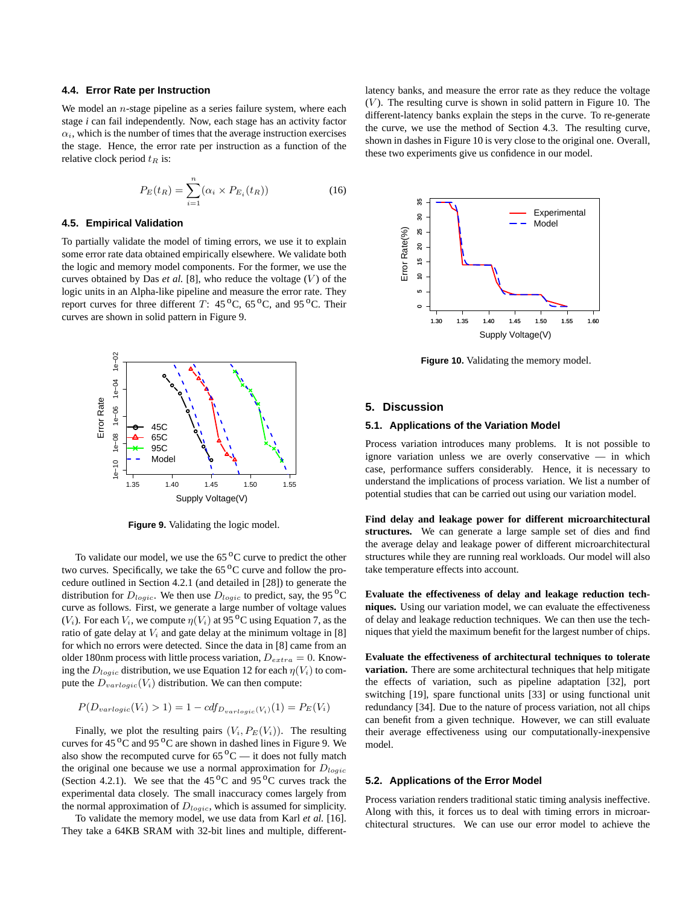### 4.4. Error Rate per Instruction

We model an $n$-stage pipeline as a series failure system, where each stage $i$ can fail independently. Now, each stage has an activity factor $\alpha_i$, which is the number of times that the average instruction exercises the stage. Hence, the error rate per instruction as a function of the relative clock period $t_R$ is:

$$P_E(t_R) = \sum_{i=1}^{n} (\alpha_i \times P_{E_i}(t_R)) \qquad (16)$$

### 4.5. Empirical Validation

To partially validate the model of timing errors, we use it to explain some error rate data obtained empirically elsewhere. We validate both the logic and memory model components. For the former, we use the curves obtained by Das *et al.* [8], who reduce the voltage ($V$) of the logic units in an Alpha-like pipeline and measure the error rate. They report curves for three different $T$: 45 $^o$C, 65 $^o$C, and 95 $^o$C. Their curves are shown in solid pattern in Figure 9.

**Figure 9.** Validating the logic model.

To validate our model, we use the 65 $^o$C curve to predict the other two curves. Specifically, we take the 65 $^o$C curve and follow the procedure outlined in Section 4.2.1 (and detailed in [28]) to generate the distribution for $D_{logic}$. We then use $D_{logic}$ to predict, say, the 95 $^o$C curve as follows. First, we generate a large number of voltage values ($V_i$). For each $V_i$, we compute $\eta(V_i)$ at 95 $^o$C using Equation 7, as the ratio of gate delay at $V_i$ and gate delay at the minimum voltage in [8] for which no errors were detected. Since the data in [8] came from an older 180nm process with little process variation, $D_{extra} = 0$. Knowing the $D_{logic}$ distribution, we use Equation 12 for each $\eta(V_i)$ to compute the $D_{varlogic}(V_i)$ distribution. We can then compute:

$$P(D_{varlogic}(V_i) > 1) = 1 - cdf_{D_{varlogic}(V_i)}(1) = P_E(V_i)$$

Finally, we plot the resulting pairs $(V_i, P_E(V_i))$. The resulting curves for 45 $^o$C and 95 $^o$C are shown in dashed lines in Figure 9. We also show the recomputed curve for 65 $^o$C — it does not fully match the original one because we use a normal approximation for $D_{logic}$ (Section 4.2.1). We see that the 45 $^o$C and 95 $^o$C curves track the experimental data closely. The small inaccuracy comes largely from the normal approximation of $D_{logic}$, which is assumed for simplicity.

To validate the memory model, we use data from Karl *et al.* [16]. They take a 64KB SRAM with 32-bit lines and multiple, different-latency banks, and measure the error rate as they reduce the voltage ($V$). The resulting curve is shown in solid pattern in Figure 10. The different-latency banks explain the steps in the curve. To re-generate the curve, we use the method of Section 4.3. The resulting curve, shown in dashes in Figure 10 is very close to the original one. Overall, these two experiments give us confidence in our model.

**Figure 10.** Validating the memory model.

## 5. Discussion

### 5.1. Applications of the Variation Model

Process variation introduces many problems. It is not possible to ignore variation unless we are overly conservative — in which case, performance suffers considerably. Hence, it is necessary to understand the implications of process variation. We list a number of potential studies that can be carried out using our variation model.

**Find delay and leakage power for different microarchitectural structures.** We can generate a large sample set of dies and find the average delay and leakage power of different microarchitectural structures while they are running real workloads. Our model will also take temperature effects into account.

**Evaluate the effectiveness of delay and leakage reduction techniques.** Using our variation model, we can evaluate the effectiveness of delay and leakage reduction techniques. We can then use the techniques that yield the maximum benefit for the largest number of chips.

**Evaluate the effectiveness of architectural techniques to tolerate variation.** There are some architectural techniques that help mitigate the effects of variation, such as pipeline adaptation [32], port switching [19], spare functional units [33] or using functional unit redundancy [34]. Due to the nature of process variation, not all chips can benefit from a given technique. However, we can still evaluate their average effectiveness using our computationally-inexpensive model.

### 5.2. Applications of the Error Model

Process variation renders traditional static timing analysis ineffective. Along with this, it forces us to deal with timing errors in microarchitectural structures. We can use our error model to achieve the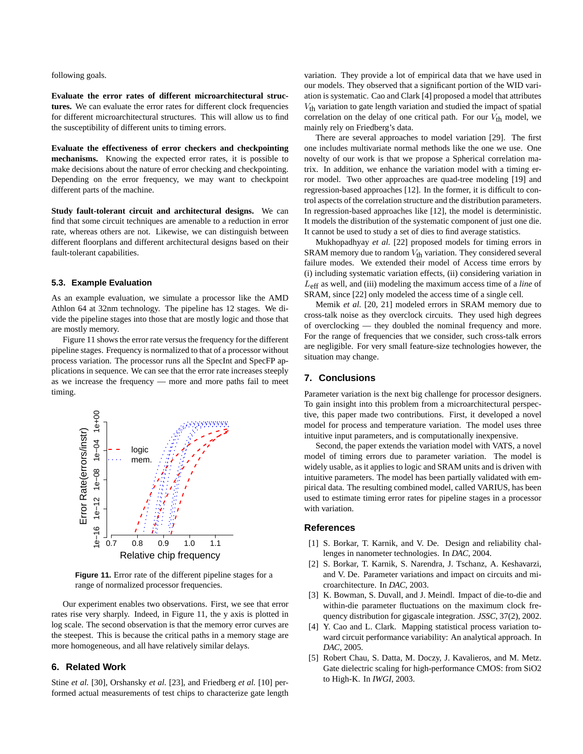following goals.

**Evaluate the error rates of different microarchitectural structures.** We can evaluate the error rates for different clock frequencies for different microarchitectural structures. This will allow us to find the susceptibility of different units to timing errors.

**Evaluate the effectiveness of error checkers and checkpointing mechanisms.** Knowing the expected error rates, it is possible to make decisions about the nature of error checking and checkpointing. Depending on the error frequency, we may want to checkpoint different parts of the machine.

**Study fault-tolerant circuit and architectural designs.** We can find that some circuit techniques are amenable to a reduction in error rate, whereas others are not. Likewise, we can distinguish between different floorplans and different architectural designs based on their fault-tolerant capabilities.

### 5.3. Example Evaluation

As an example evaluation, we simulate a processor like the AMD Athlon 64 at 32nm technology. The pipeline has 12 stages. We divide the pipeline stages into those that are mostly logic and those that are mostly memory.

Figure 11 shows the error rate versus the frequency for the different pipeline stages. Frequency is normalized to that of a processor without process variation. The processor runs all the SpecInt and SpecFP applications in sequence. We can see that the error rate increases steeply as we increase the frequency — more and more paths fail to meet timing.

**Figure 11.** Error rate of the different pipeline stages for a range of normalized processor frequencies.

Our experiment enables two observations. First, we see that error rates rise very sharply. Indeed, in Figure 11, the y axis is plotted in log scale. The second observation is that the memory error curves are the steepest. This is because the critical paths in a memory stage are more homogeneous, and all have relatively similar delays.

## 6. Related Work

Stine *et al.* [30], Orshansky *et al.* [23], and Friedberg *et al.* [10] performed actual measurements of test chips to characterize gate length variation. They provide a lot of empirical data that we have used in our models. They observed that a significant portion of the WID variation is systematic. Cao and Clark [4] proposed a model that attributes $V_{th}$ variation to gate length variation and studied the impact of spatial correlation on the delay of one critical path. For our $V_{th}$ model, we mainly rely on Friedberg's data.

There are several approaches to model variation [29]. The first one includes multivariate normal methods like the one we use. One novelty of our work is that we propose a Spherical correlation matrix. In addition, we enhance the variation model with a timing error model. Two other approaches are quad-tree modeling [19] and regression-based approaches [12]. In the former, it is difficult to control aspects of the correlation structure and the distribution parameters. In regression-based approaches like [12], the model is deterministic. It models the distribution of the systematic component of just one die. It cannot be used to study a set of dies to find average statistics.

Mukhopadhyay *et al.* [22] proposed models for timing errors in SRAM memory due to random $V_{th}$ variation. They considered several failure modes. We extended their model of Access time errors by (i) including systematic variation effects, (ii) considering variation in $L_{eff}$ as well, and (iii) modeling the maximum access time of a *line* of SRAM, since [22] only modeled the access time of a single cell.

Memik *et al.* [20, 21] modeled errors in SRAM memory due to cross-talk noise as they overclock circuits. They used high degrees of overclocking — they doubled the nominal frequency and more. For the range of frequencies that we consider, such cross-talk errors are negligible. For very small feature-size technologies however, the situation may change.

## 7. Conclusions

Parameter variation is the next big challenge for processor designers. To gain insight into this problem from a microarchitectural perspective, this paper made two contributions. First, it developed a novel model for process and temperature variation. The model uses three intuitive input parameters, and is computationally inexpensive.

Second, the paper extends the variation model with VATS, a novel model of timing errors due to parameter variation. The model is widely usable, as it applies to logic and SRAM units and is driven with intuitive parameters. The model has been partially validated with empirical data. The resulting combined model, called VARIUS, has been used to estimate timing error rates for pipeline stages in a processor with variation.

## References

[1] S. Borkar, T. Karnik, and V. De. Design and reliability challenges in nanometer technologies. In *DAC*, 2004.

[2] S. Borkar, T. Karnik, S. Narendra, J. Tschanz, A. Keshavarzi, and V. De. Parameter variations and impact on circuits and microarchitecture. In *DAC*, 2003.

[3] K. Bowman, S. Duvall, and J. Meindl. Impact of die-to-die and within-die parameter fluctuations on the maximum clock frequency distribution for gigascale integration. *JSSC*, 37(2), 2002.

[4] Y. Cao and L. Clark. Mapping statistical process variation toward circuit performance variability: An analytical approach. In *DAC*, 2005.

[5] Robert Chau, S. Datta, M. Doczy, J. Kavalieros, and M. Metz. Gate dielectric scaling for high-performance CMOS: from SiO2 to High-K. In *IWGI*, 2003.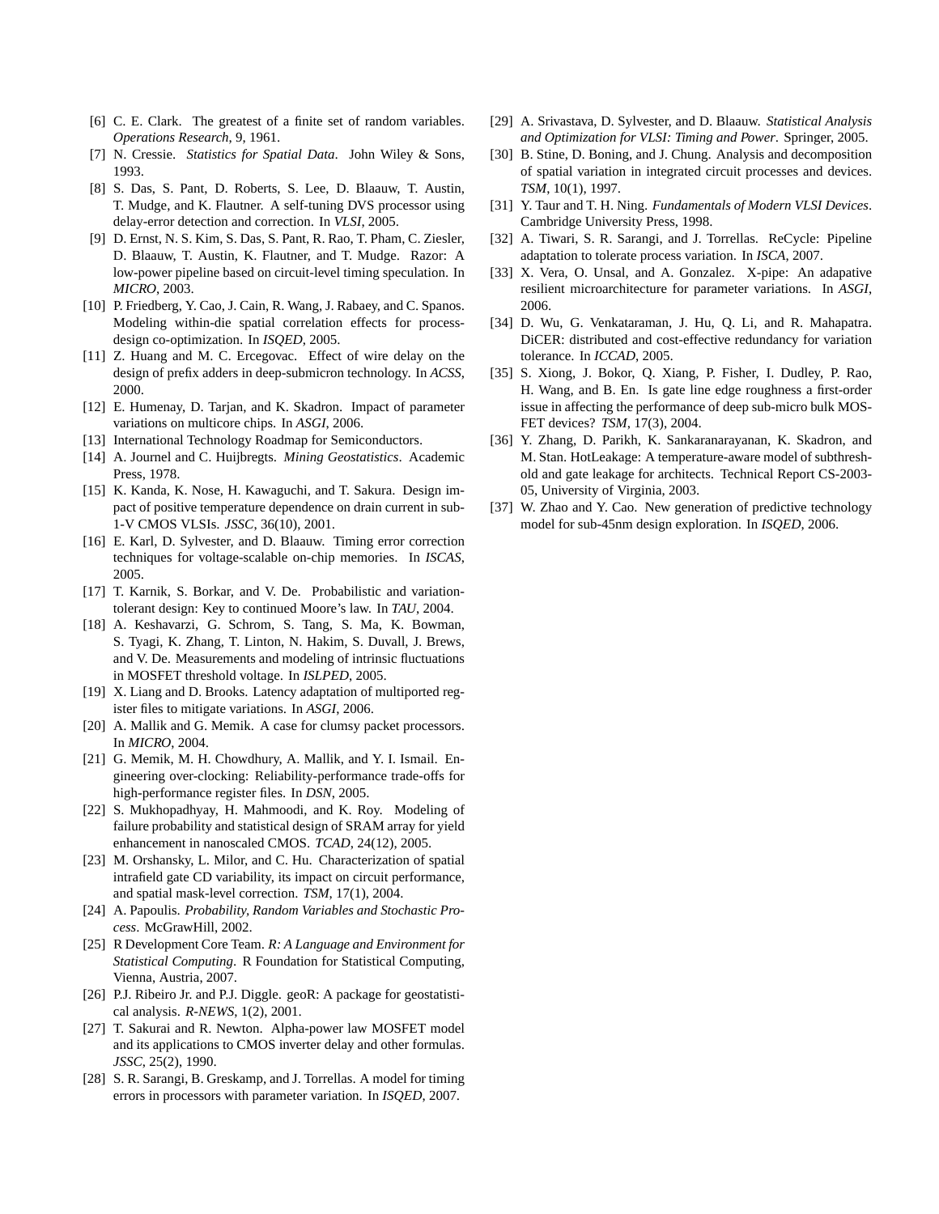[6] C. E. Clark. The greatest of a finite set of random variables. *Operations Research*, 9, 1961.

[7] N. Cressie. *Statistics for Spatial Data*. John Wiley & Sons, 1993.

[8] S. Das, S. Pant, D. Roberts, S. Lee, D. Blaauw, T. Austin, T. Mudge, and K. Flautner. A self-tuning DVS processor using delay-error detection and correction. In *VLSI*, 2005.

[9] D. Ernst, N. S. Kim, S. Das, S. Pant, R. Rao, T. Pham, C. Ziesler, D. Blaauw, T. Austin, K. Flautner, and T. Mudge. Razor: A low-power pipeline based on circuit-level timing speculation. In *MICRO*, 2003.

[10] P. Friedberg, Y. Cao, J. Cain, R. Wang, J. Rabaey, and C. Spanos. Modeling within-die spatial correlation effects for process-design co-optimization. In *ISQED*, 2005.

[11] Z. Huang and M. C. Ercegovac. Effect of wire delay on the design of prefix adders in deep-submicron technology. In *ACSS*, 2000.

[12] E. Humenay, D. Tarjan, and K. Skadron. Impact of parameter variations on multicore chips. In *ASGI*, 2006.

[13] International Technology Roadmap for Semiconductors.

[14] A. Journel and C. Huijbregts. *Mining Geostatistics*. Academic Press, 1978.

[15] K. Kanda, K. Nose, H. Kawaguchi, and T. Sakura. Design impact of positive temperature dependence on drain current in sub-1-V CMOS VLSIs. *JSSC*, 36(10), 2001.

[16] E. Karl, D. Sylvester, and D. Blaauw. Timing error correction techniques for voltage-scalable on-chip memories. In *ISCAS*, 2005.

[17] T. Karnik, S. Borkar, and V. De. Probabilistic and variation-tolerant design: Key to continued Moore's law. In *TAU*, 2004.

[18] A. Keshavarzi, G. Schrom, S. Tang, S. Ma, K. Bowman, S. Tyagi, K. Zhang, T. Linton, N. Hakim, S. Duvall, J. Brews, and V. De. Measurements and modeling of intrinsic fluctuations in MOSFET threshold voltage. In *ISLPED*, 2005.

[19] X. Liang and D. Brooks. Latency adaptation of multiported register files to mitigate variations. In *ASGI*, 2006.

[20] A. Mallik and G. Memik. A case for clumsy packet processors. In *MICRO*, 2004.

[21] G. Memik, M. H. Chowdhury, A. Mallik, and Y. I. Ismail. Engineering over-clocking: Reliability-performance trade-offs for high-performance register files. In *DSN*, 2005.

[22] S. Mukhopadhyay, H. Mahmoodi, and K. Roy. Modeling of failure probability and statistical design of SRAM array for yield enhancement in nanoscaled CMOS. *TCAD*, 24(12), 2005.

[23] M. Orshansky, L. Milor, and C. Hu. Characterization of spatial intrafield gate CD variability, its impact on circuit performance, and spatial mask-level correction. *TSM*, 17(1), 2004.

[24] A. Papoulis. *Probability, Random Variables and Stochastic Process*. McGrawHill, 2002.

[25] R Development Core Team. *R: A Language and Environment for Statistical Computing*. R Foundation for Statistical Computing, Vienna, Austria, 2007.

[26] P.J. Ribeiro Jr. and P.J. Diggle. geoR: A package for geostatistical analysis. *R-NEWS*, 1(2), 2001.

[27] T. Sakurai and R. Newton. Alpha-power law MOSFET model and its applications to CMOS inverter delay and other formulas. *JSSC*, 25(2), 1990.

[28] S. R. Sarangi, B. Greskamp, and J. Torrellas. A model for timing errors in processors with parameter variation. In *ISQED*, 2007.

[29] A. Srivastava, D. Sylvester, and D. Blaauw. *Statistical Analysis and Optimization for VLSI: Timing and Power*. Springer, 2005.

[30] B. Stine, D. Boning, and J. Chung. Analysis and decomposition of spatial variation in integrated circuit processes and devices. *TSM*, 10(1), 1997.

[31] Y. Taur and T. H. Ning. *Fundamentals of Modern VLSI Devices*. Cambridge University Press, 1998.

[32] A. Tiwari, S. R. Sarangi, and J. Torrellas. ReCycle: Pipeline adaptation to tolerate process variation. In *ISCA*, 2007.

[33] X. Vera, O. Unsal, and A. Gonzalez. X-pipe: An adapative resilient microarchitecture for parameter variations. In *ASGI*, 2006.

[34] D. Wu, G. Venkataraman, J. Hu, Q. Li, and R. Mahapatra. DiCER: distributed and cost-effective redundancy for variation tolerance. In *ICCAD*, 2005.

[35] S. Xiong, J. Bokor, Q. Xiang, P. Fisher, I. Dudley, P. Rao, H. Wang, and B. En. Is gate line edge roughness a first-order issue in affecting the performance of deep sub-micro bulk MOSFET devices? *TSM*, 17(3), 2004.

[36] Y. Zhang, D. Parikh, K. Sankaranarayanan, K. Skadron, and M. Stan. HotLeakage: A temperature-aware model of subthreshold and gate leakage for architects. Technical Report CS-2003-05, University of Virginia, 2003.

[37] W. Zhao and Y. Cao. New generation of predictive technology model for sub-45nm design exploration. In *ISQED*, 2006.